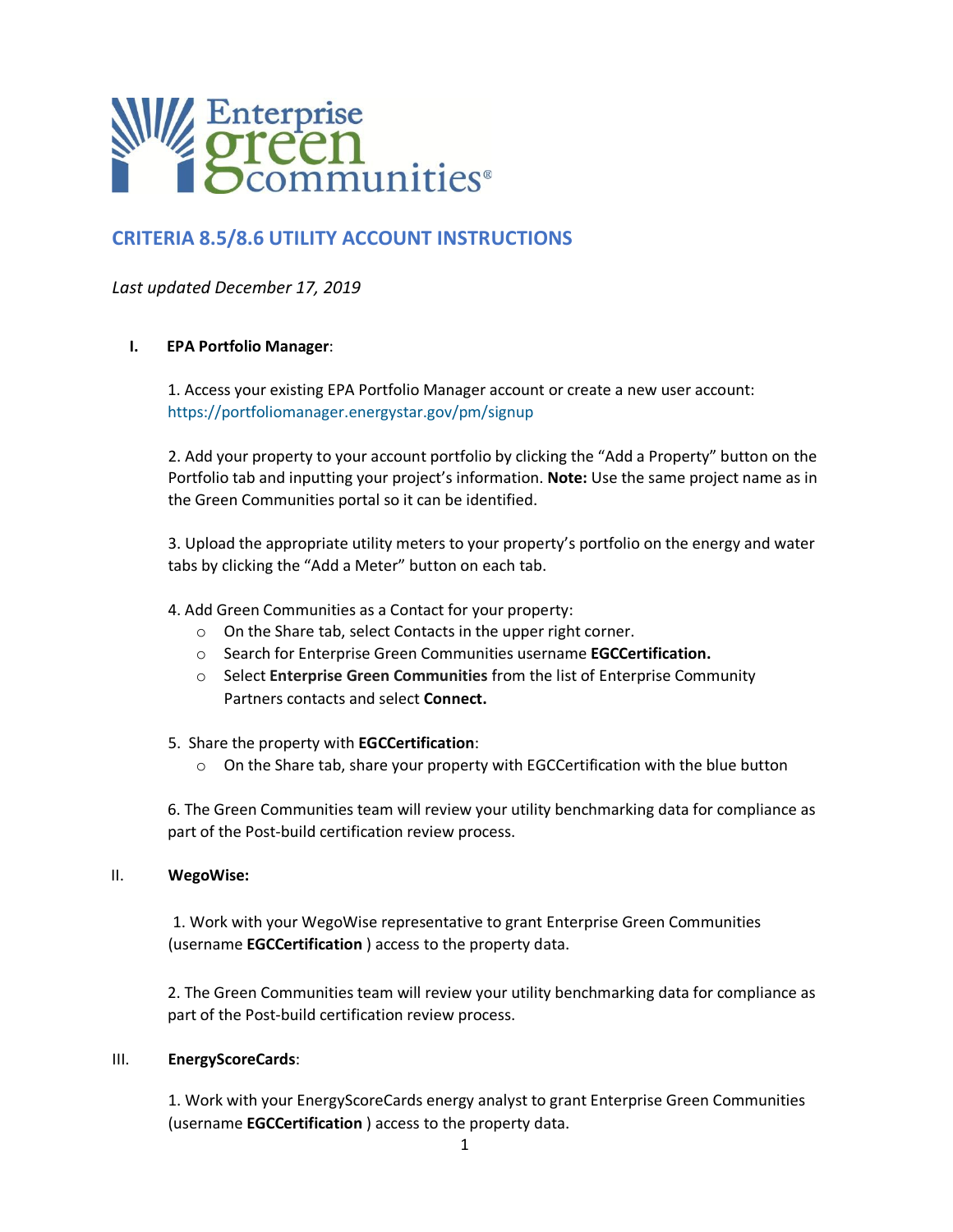Enterprise green communities®

## CRITERIA 8.5/8.6 UTILITY ACCOUNT INSTRUCTIONS

*Last updated December 17, 2019*

### I. EPA Portfolio Manager:

1. Access your existing EPA Portfolio Manager account or create a new user account: https://portfoliomanager.energystar.gov/pm/signup

2. Add your property to your account portfolio by clicking the "Add a Property" button on the Portfolio tab and inputting your project's information. **Note:** Use the same project name as in the Green Communities portal so it can be identified.

3. Upload the appropriate utility meters to your property's portfolio on the energy and water tabs by clicking the "Add a Meter" button on each tab.

4. Add Green Communities as a Contact for your property:
   - On the Share tab, select Contacts in the upper right corner.
   - Search for Enterprise Green Communities username **EGCCertification.**
   - Select **Enterprise Green Communities** from the list of Enterprise Community Partners contacts and select **Connect.**

5. Share the property with **EGCCertification**:
   - On the Share tab, share your property with EGCCertification with the blue button

6. The Green Communities team will review your utility benchmarking data for compliance as part of the Post-build certification review process.

### II. WegoWise:

1. Work with your WegoWise representative to grant Enterprise Green Communities (username **EGCCertification** ) access to the property data.

2. The Green Communities team will review your utility benchmarking data for compliance as part of the Post-build certification review process.

### III. EnergyScoreCards:

1. Work with your EnergyScoreCards energy analyst to grant Enterprise Green Communities (username **EGCCertification** ) access to the property data.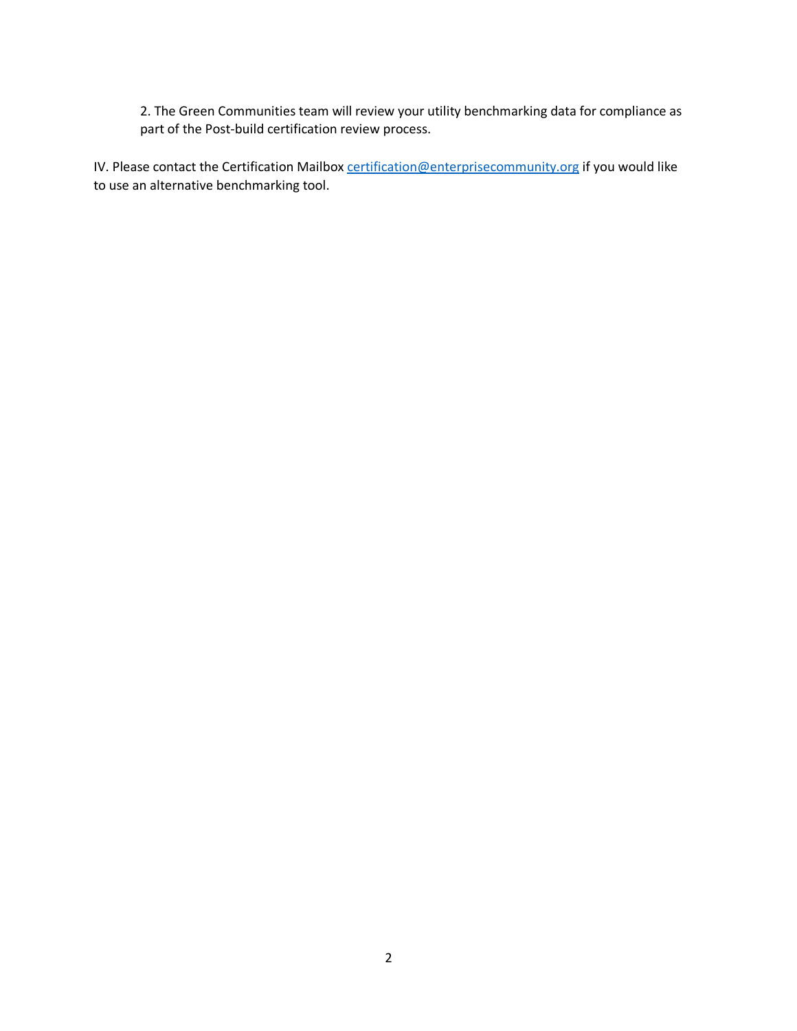2. The Green Communities team will review your utility benchmarking data for compliance as part of the Post-build certification review process.

IV. Please contact the Certification Mailbox certification@enterprisecommunity.org if you would like to use an alternative benchmarking tool.